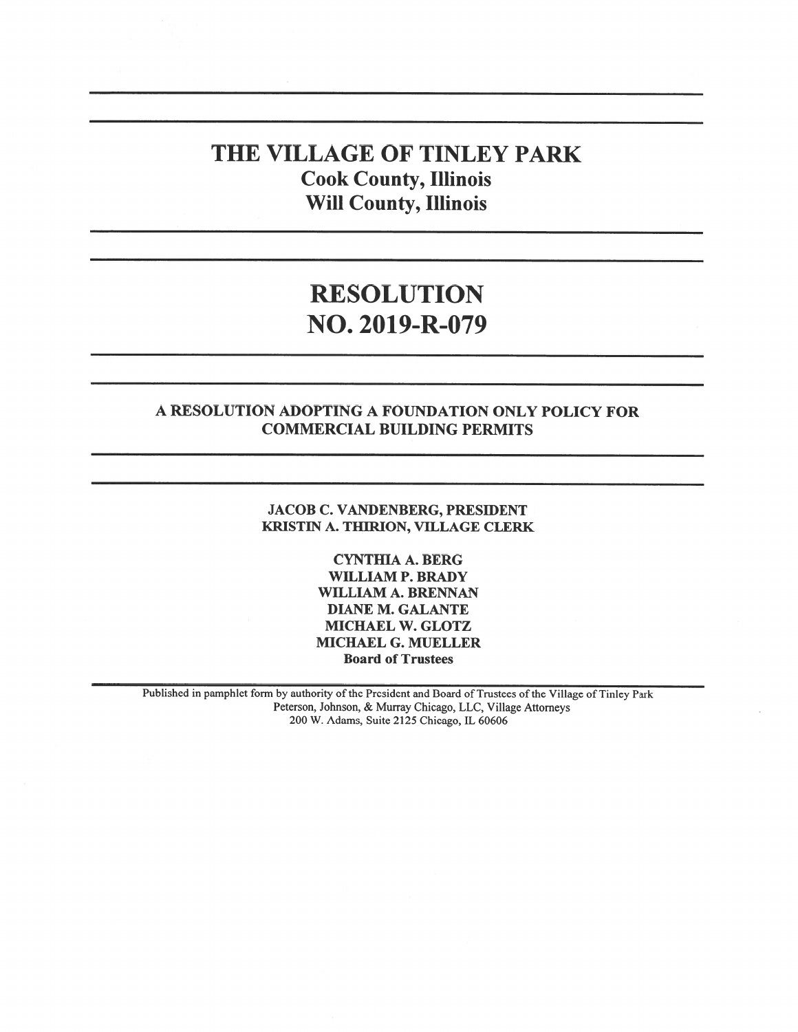# THE VILLAGE OF TINLEY PARK

**Cook County, Illinois**
**Will County, Illinois**

---

# RESOLUTION
# NO. 2019-R-079

---

## A RESOLUTION ADOPTING A FOUNDATION ONLY POLICY FOR COMMERCIAL BUILDING PERMITS

---

**JACOB C. VANDENBERG, PRESIDENT**
**KRISTIN A. THIRION, VILLAGE CLERK**

**CYNTHIA A. BERG**
**WILLIAM P. BRADY**
**WILLIAM A. BRENNAN**
**DIANE M. GALANTE**
**MICHAEL W. GLOTZ**
**MICHAEL G. MUELLER**
**Board of Trustees**

---

Published in pamphlet form by authority of the President and Board of Trustees of the Village of Tinley Park
Peterson, Johnson, & Murray Chicago, LLC, Village Attorneys
200 W. Adams, Suite 2125 Chicago, IL 60606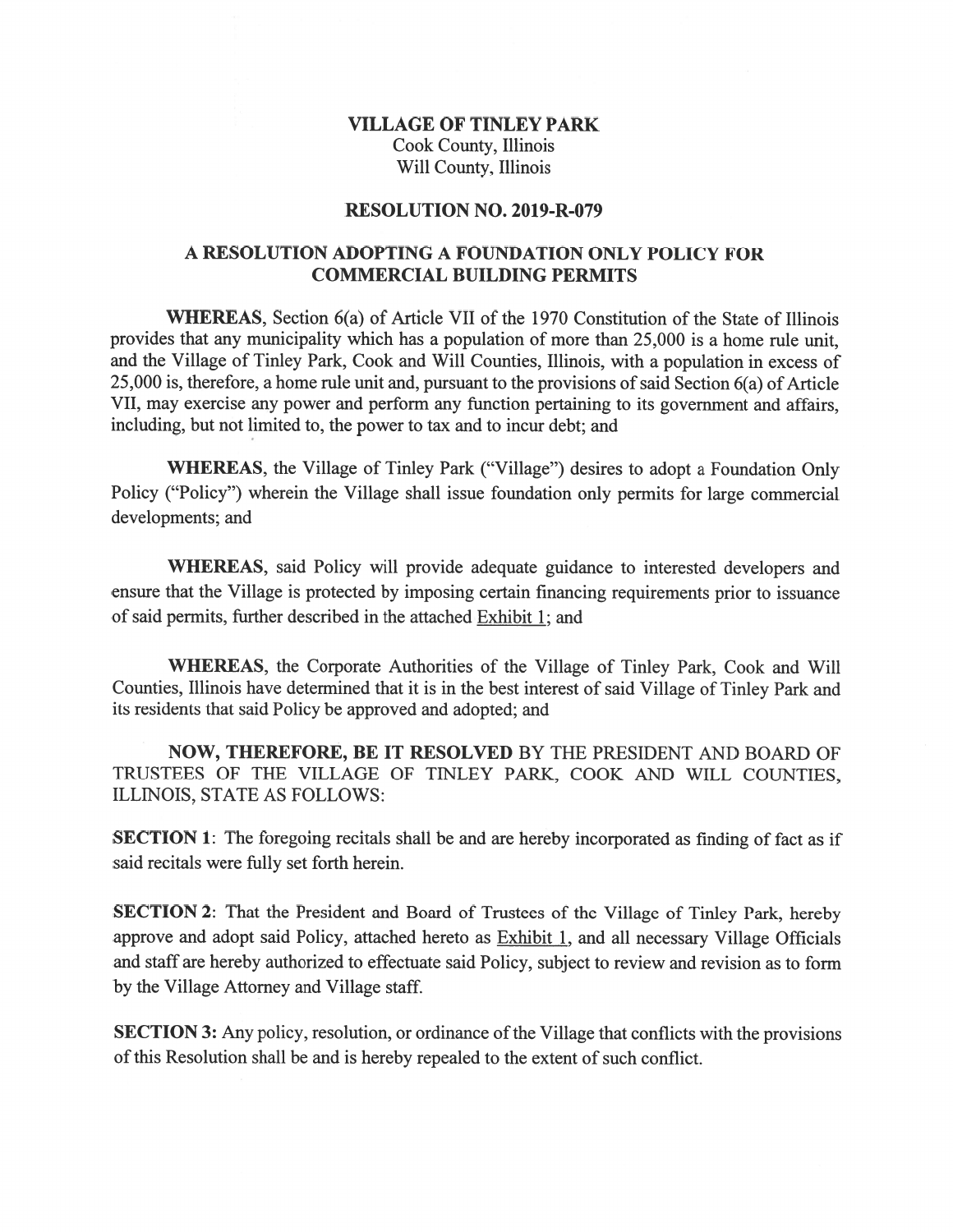**VILLAGE OF TINLEY PARK**
Cook County, Illinois
Will County, Illinois

**RESOLUTION NO. 2019-R-079**

**A RESOLUTION ADOPTING A FOUNDATION ONLY POLICY FOR COMMERCIAL BUILDING PERMITS**

**WHEREAS**, Section 6(a) of Article VII of the 1970 Constitution of the State of Illinois provides that any municipality which has a population of more than 25,000 is a home rule unit, and the Village of Tinley Park, Cook and Will Counties, Illinois, with a population in excess of 25,000 is, therefore, a home rule unit and, pursuant to the provisions of said Section 6(a) of Article VII, may exercise any power and perform any function pertaining to its government and affairs, including, but not limited to, the power to tax and to incur debt; and

**WHEREAS**, the Village of Tinley Park ("Village") desires to adopt a Foundation Only Policy ("Policy") wherein the Village shall issue foundation only permits for large commercial developments; and

**WHEREAS**, said Policy will provide adequate guidance to interested developers and ensure that the Village is protected by imposing certain financing requirements prior to issuance of said permits, further described in the attached Exhibit 1; and

**WHEREAS**, the Corporate Authorities of the Village of Tinley Park, Cook and Will Counties, Illinois have determined that it is in the best interest of said Village of Tinley Park and its residents that said Policy be approved and adopted; and

**NOW, THEREFORE, BE IT RESOLVED** BY THE PRESIDENT AND BOARD OF TRUSTEES OF THE VILLAGE OF TINLEY PARK, COOK AND WILL COUNTIES, ILLINOIS, STATE AS FOLLOWS:

**SECTION 1**: The foregoing recitals shall be and are hereby incorporated as finding of fact as if said recitals were fully set forth herein.

**SECTION 2**: That the President and Board of Trustees of the Village of Tinley Park, hereby approve and adopt said Policy, attached hereto as Exhibit 1, and all necessary Village Officials and staff are hereby authorized to effectuate said Policy, subject to review and revision as to form by the Village Attorney and Village staff.

**SECTION 3:** Any policy, resolution, or ordinance of the Village that conflicts with the provisions of this Resolution shall be and is hereby repealed to the extent of such conflict.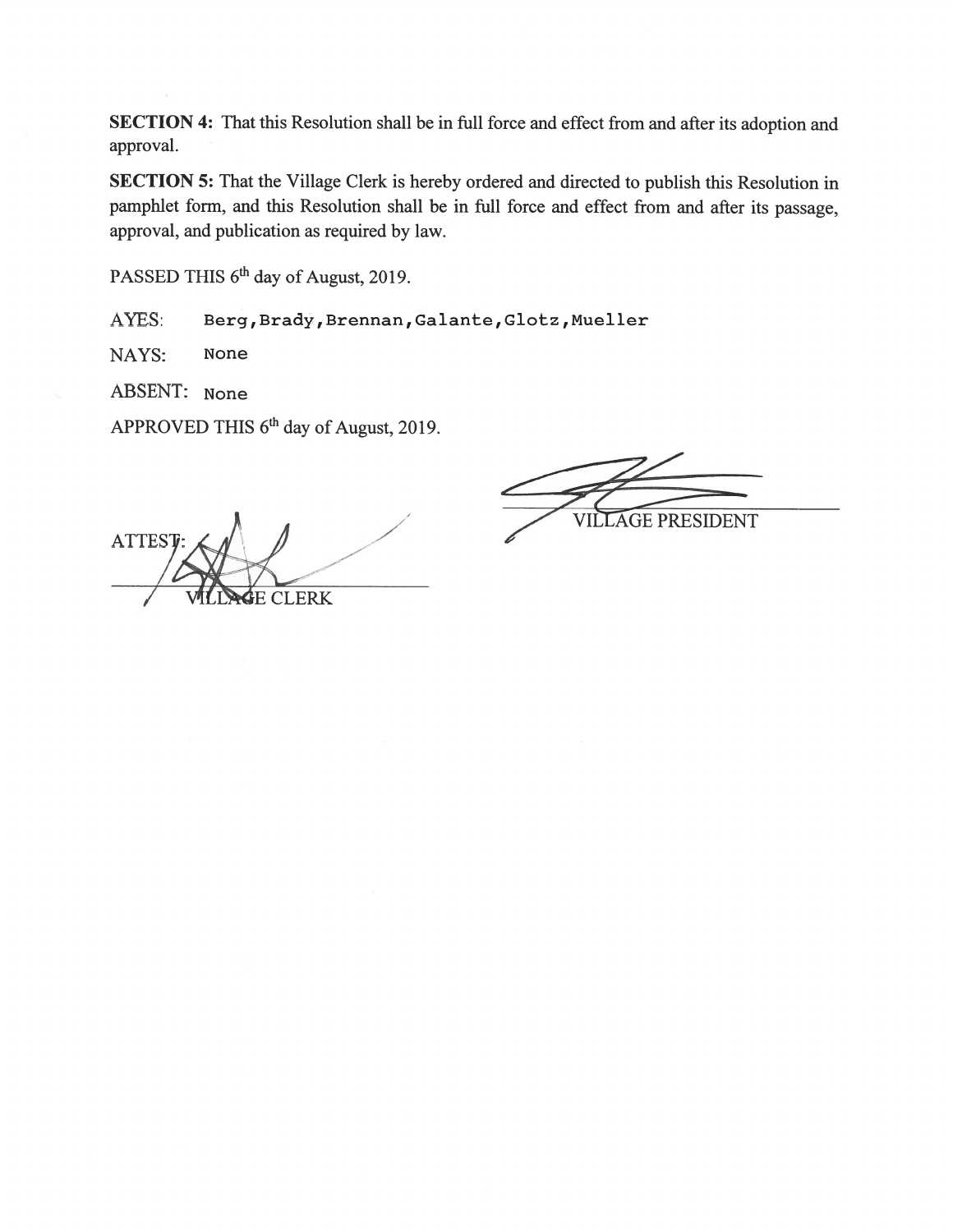**SECTION 4:** That this Resolution shall be in full force and effect from and after its adoption and approval.

**SECTION 5:** That the Village Clerk is hereby ordered and directed to publish this Resolution in pamphlet form, and this Resolution shall be in full force and effect from and after its passage, approval, and publication as required by law.

PASSED THIS 6th day of August, 2019.

AYES: Berg,Brady,Brennan,Galante,Glotz,Mueller

NAYS: None

ABSENT: None

APPROVED THIS 6th day of August, 2019.

VILLAGE PRESIDENT

ATTEST:

VILLAGE CLERK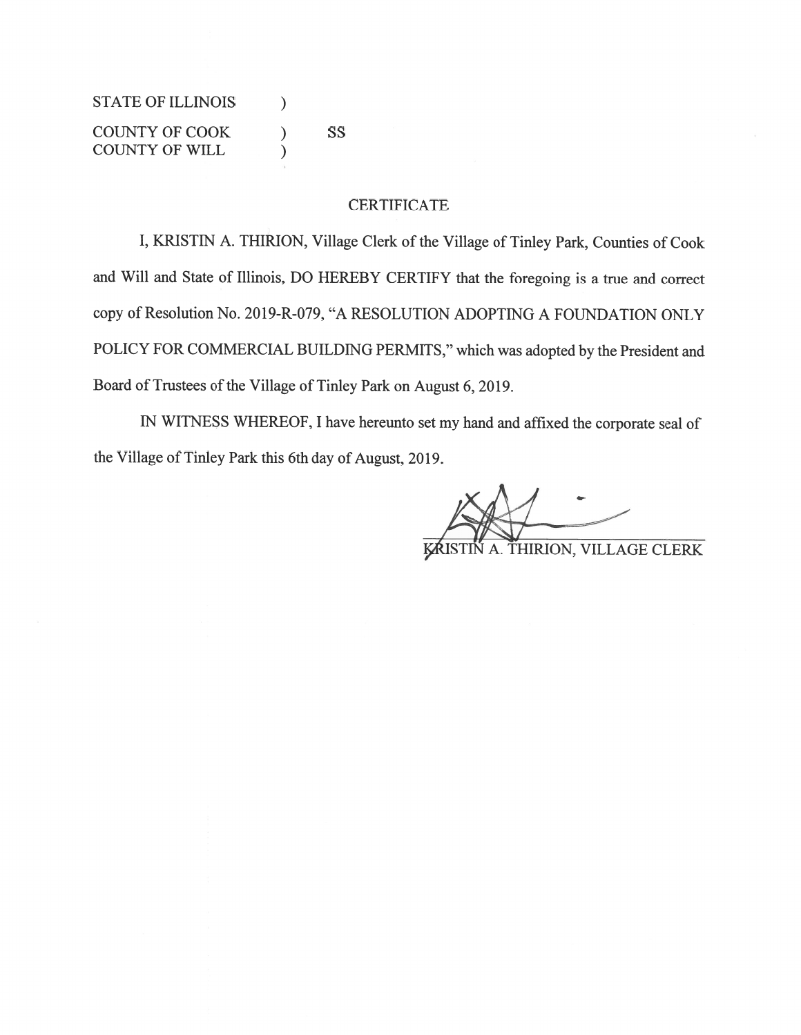STATE OF ILLINOIS )
COUNTY OF COOK ) SS
COUNTY OF WILL )

## CERTIFICATE

I, KRISTIN A. THIRION, Village Clerk of the Village of Tinley Park, Counties of Cook and Will and State of Illinois, DO HEREBY CERTIFY that the foregoing is a true and correct copy of Resolution No. 2019-R-079, "A RESOLUTION ADOPTING A FOUNDATION ONLY POLICY FOR COMMERCIAL BUILDING PERMITS," which was adopted by the President and Board of Trustees of the Village of Tinley Park on August 6, 2019.

IN WITNESS WHEREOF, I have hereunto set my hand and affixed the corporate seal of the Village of Tinley Park this 6th day of August, 2019.

KRISTIN A. THIRION, VILLAGE CLERK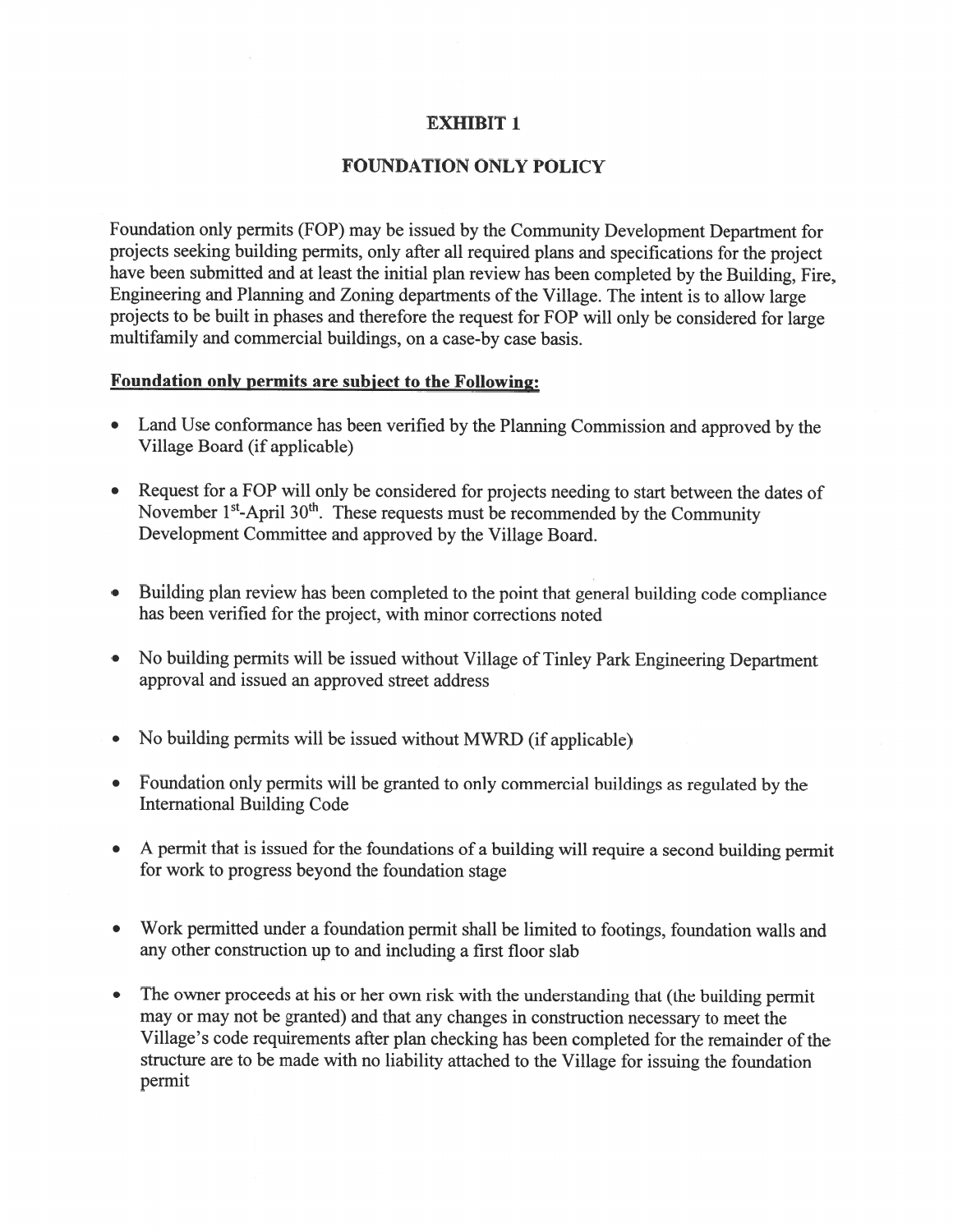# EXHIBIT 1

## FOUNDATION ONLY POLICY

Foundation only permits (FOP) may be issued by the Community Development Department for projects seeking building permits, only after all required plans and specifications for the project have been submitted and at least the initial plan review has been completed by the Building, Fire, Engineering and Planning and Zoning departments of the Village. The intent is to allow large projects to be built in phases and therefore the request for FOP will only be considered for large multifamily and commercial buildings, on a case-by case basis.

**Foundation only permits are subject to the Following:**

- Land Use conformance has been verified by the Planning Commission and approved by the Village Board (if applicable)
- Request for a FOP will only be considered for projects needing to start between the dates of November 1st-April 30th. These requests must be recommended by the Community Development Committee and approved by the Village Board.
- Building plan review has been completed to the point that general building code compliance has been verified for the project, with minor corrections noted
- No building permits will be issued without Village of Tinley Park Engineering Department approval and issued an approved street address
- No building permits will be issued without MWRD (if applicable)
- Foundation only permits will be granted to only commercial buildings as regulated by the International Building Code
- A permit that is issued for the foundations of a building will require a second building permit for work to progress beyond the foundation stage
- Work permitted under a foundation permit shall be limited to footings, foundation walls and any other construction up to and including a first floor slab
- The owner proceeds at his or her own risk with the understanding that (the building permit may or may not be granted) and that any changes in construction necessary to meet the Village's code requirements after plan checking has been completed for the remainder of the structure are to be made with no liability attached to the Village for issuing the foundation permit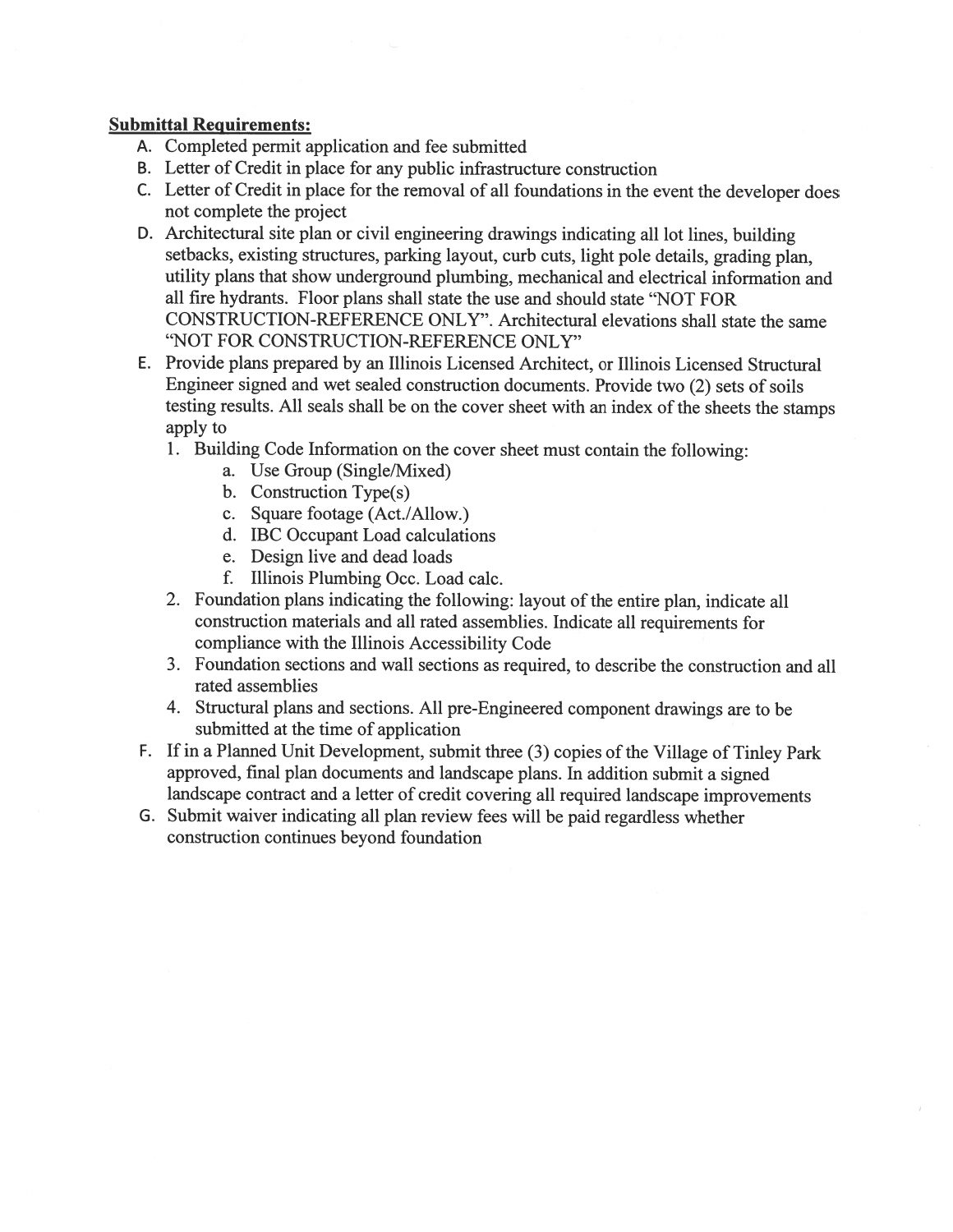**Submittal Requirements:**

A. Completed permit application and fee submitted

B. Letter of Credit in place for any public infrastructure construction

C. Letter of Credit in place for the removal of all foundations in the event the developer does not complete the project

D. Architectural site plan or civil engineering drawings indicating all lot lines, building setbacks, existing structures, parking layout, curb cuts, light pole details, grading plan, utility plans that show underground plumbing, mechanical and electrical information and all fire hydrants. Floor plans shall state the use and should state "NOT FOR CONSTRUCTION-REFERENCE ONLY". Architectural elevations shall state the same "NOT FOR CONSTRUCTION-REFERENCE ONLY"

E. Provide plans prepared by an Illinois Licensed Architect, or Illinois Licensed Structural Engineer signed and wet sealed construction documents. Provide two (2) sets of soils testing results. All seals shall be on the cover sheet with an index of the sheets the stamps apply to

1. Building Code Information on the cover sheet must contain the following:
   a. Use Group (Single/Mixed)
   b. Construction Type(s)
   c. Square footage (Act./Allow.)
   d. IBC Occupant Load calculations
   e. Design live and dead loads
   f. Illinois Plumbing Occ. Load calc.
2. Foundation plans indicating the following: layout of the entire plan, indicate all construction materials and all rated assemblies. Indicate all requirements for compliance with the Illinois Accessibility Code
3. Foundation sections and wall sections as required, to describe the construction and all rated assemblies
4. Structural plans and sections. All pre-Engineered component drawings are to be submitted at the time of application

F. If in a Planned Unit Development, submit three (3) copies of the Village of Tinley Park approved, final plan documents and landscape plans. In addition submit a signed landscape contract and a letter of credit covering all required landscape improvements

G. Submit waiver indicating all plan review fees will be paid regardless whether construction continues beyond foundation